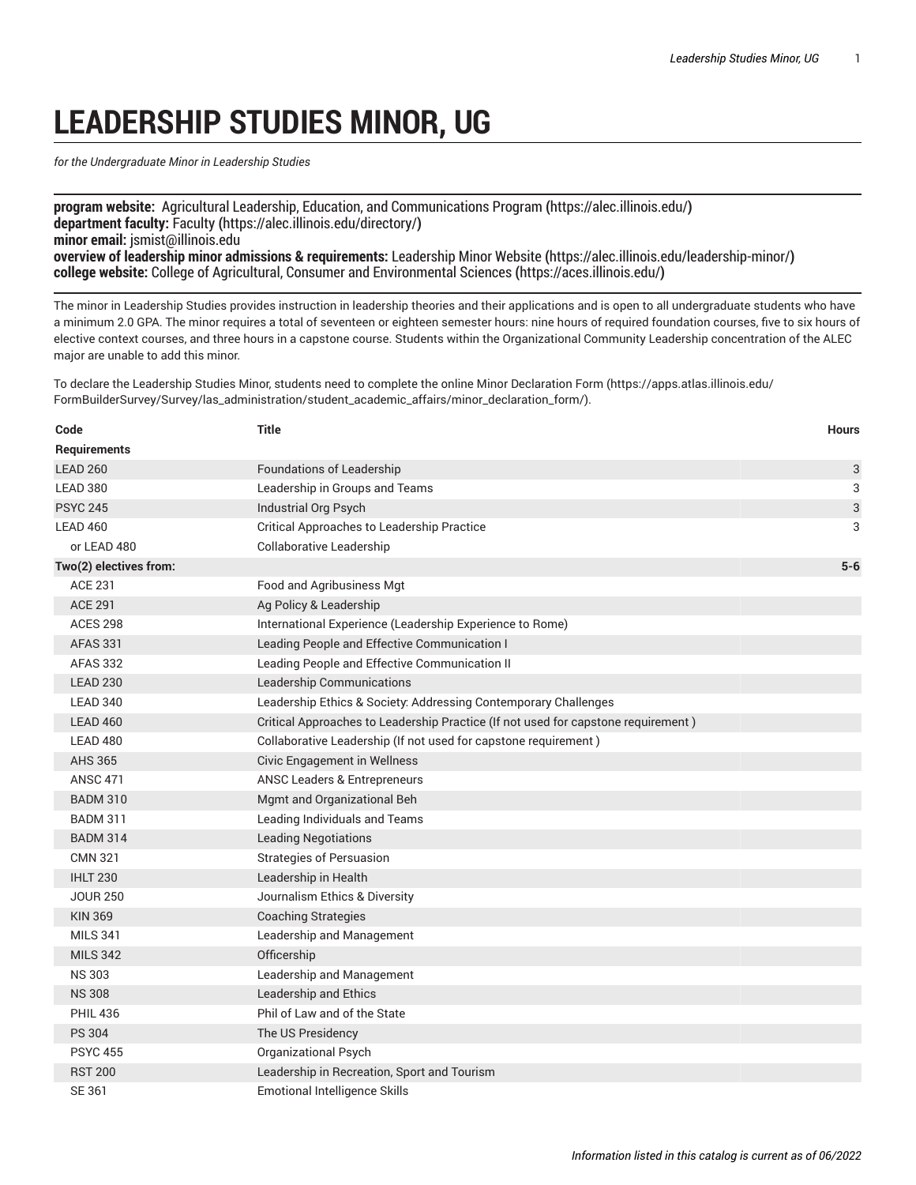# LEADERSHIP STUDIES MINOR, UG

*for the Undergraduate Minor in Leadership Studies*

**program website:** Agricultural Leadership, Education, and Communications Program (https://alec.illinois.edu/)
**department faculty:** Faculty (https://alec.illinois.edu/directory/)
**minor email:** jsmist@illinois.edu
**overview of leadership minor admissions & requirements:** Leadership Minor Website (https://alec.illinois.edu/leadership-minor/)
**college website:** College of Agricultural, Consumer and Environmental Sciences (https://aces.illinois.edu/)

The minor in Leadership Studies provides instruction in leadership theories and their applications and is open to all undergraduate students who have a minimum 2.0 GPA. The minor requires a total of seventeen or eighteen semester hours: nine hours of required foundation courses, five to six hours of elective context courses, and three hours in a capstone course. Students within the Organizational Community Leadership concentration of the ALEC major are unable to add this minor.

To declare the Leadership Studies Minor, students need to complete the online Minor Declaration Form (https://apps.atlas.illinois.edu/FormBuilderSurvey/Survey/las_administration/student_academic_affairs/minor_declaration_form/).

| Code | Title | Hours |
|---|---|---|
| **Requirements** | | |
| LEAD 260 | Foundations of Leadership | 3 |
| LEAD 380 | Leadership in Groups and Teams | 3 |
| PSYC 245 | Industrial Org Psych | 3 |
| LEAD 460 | Critical Approaches to Leadership Practice | 3 |
| or LEAD 480 | Collaborative Leadership | |
| **Two(2) electives from:** | | 5-6 |
| ACE 231 | Food and Agribusiness Mgt | |
| ACE 291 | Ag Policy & Leadership | |
| ACES 298 | International Experience (Leadership Experience to Rome) | |
| AFAS 331 | Leading People and Effective Communication I | |
| AFAS 332 | Leading People and Effective Communication II | |
| LEAD 230 | Leadership Communications | |
| LEAD 340 | Leadership Ethics & Society: Addressing Contemporary Challenges | |
| LEAD 460 | Critical Approaches to Leadership Practice (If not used for capstone requirement ) | |
| LEAD 480 | Collaborative Leadership (If not used for capstone requirement ) | |
| AHS 365 | Civic Engagement in Wellness | |
| ANSC 471 | ANSC Leaders & Entrepreneurs | |
| BADM 310 | Mgmt and Organizational Beh | |
| BADM 311 | Leading Individuals and Teams | |
| BADM 314 | Leading Negotiations | |
| CMN 321 | Strategies of Persuasion | |
| IHLT 230 | Leadership in Health | |
| JOUR 250 | Journalism Ethics & Diversity | |
| KIN 369 | Coaching Strategies | |
| MILS 341 | Leadership and Management | |
| MILS 342 | Officership | |
| NS 303 | Leadership and Management | |
| NS 308 | Leadership and Ethics | |
| PHIL 436 | Phil of Law and of the State | |
| PS 304 | The US Presidency | |
| PSYC 455 | Organizational Psych | |
| RST 200 | Leadership in Recreation, Sport and Tourism | |
| SE 361 | Emotional Intelligence Skills | |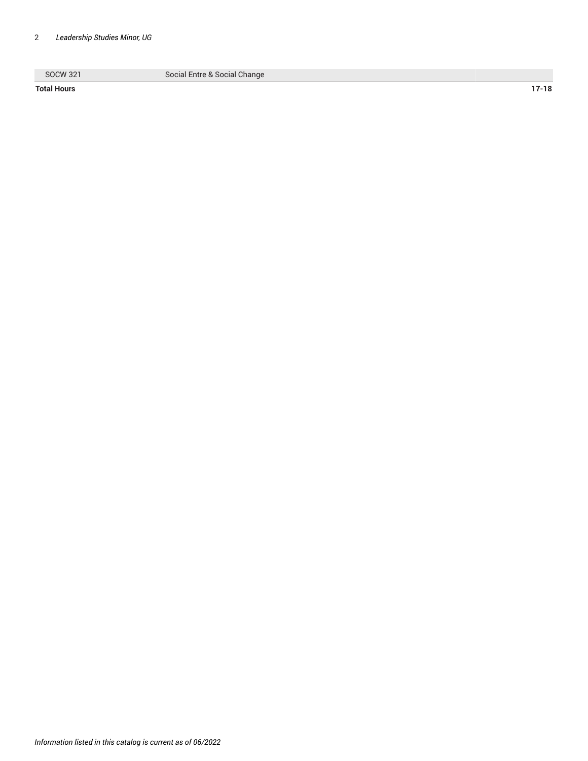| | | |
|---|---|---|
| SOCW 321 | Social Entre & Social Change | |
| **Total Hours** | | **17-18** |

*Information listed in this catalog is current as of 06/2022*